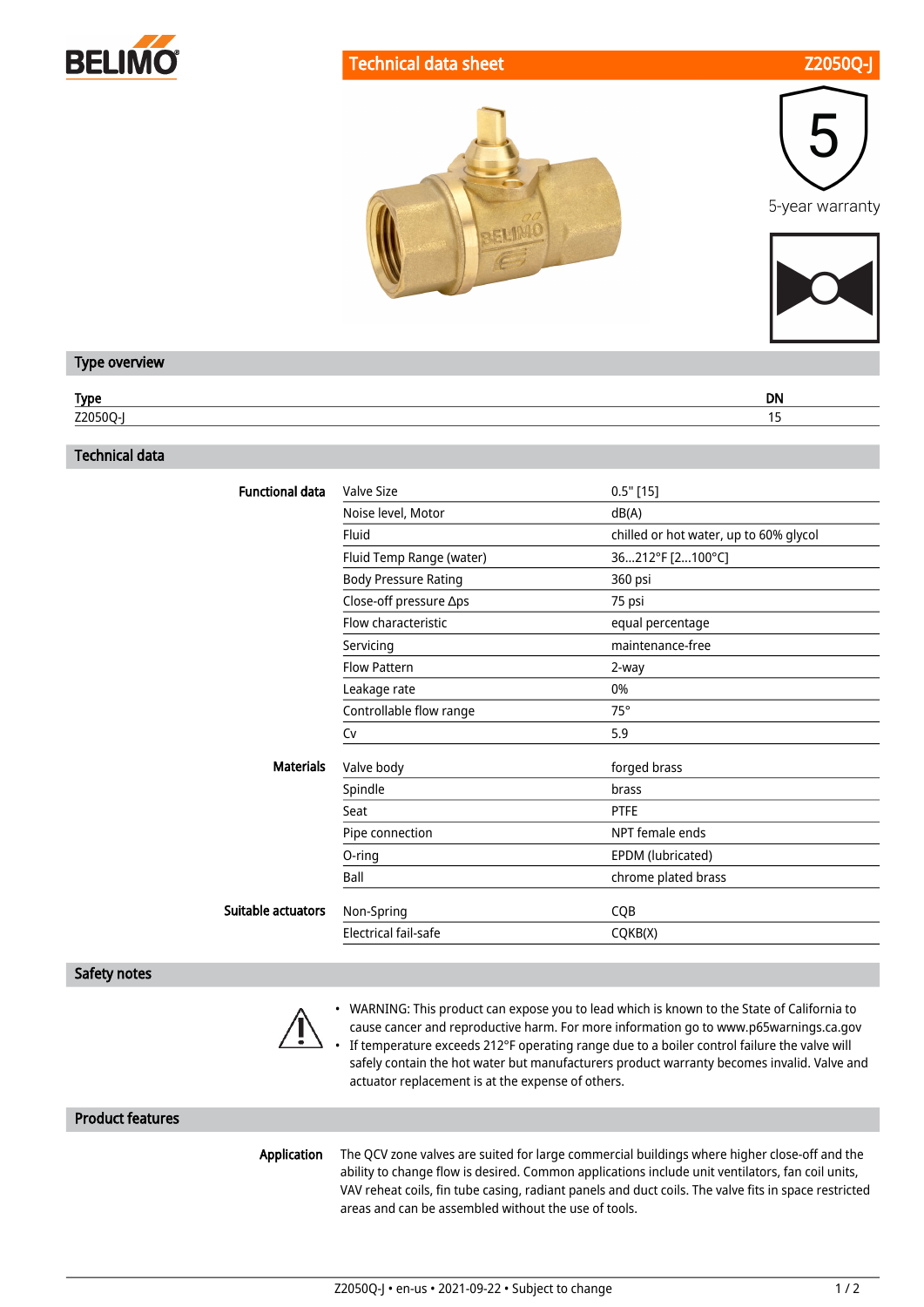BELIMO

# Technical data sheet Z2050Q-J

5-year warranty

## Type overview

| Type | DN |
|---|---|
| Z2050Q-J | 15 |

## Technical data

| | | |
|---|---|---|
| **Functional data** | Valve Size | 0.5" [15] |
| | Noise level, Motor | dB(A) |
| | Fluid | chilled or hot water, up to 60% glycol |
| | Fluid Temp Range (water) | 36...212°F [2...100°C] |
| | Body Pressure Rating | 360 psi |
| | Close-off pressure Δps | 75 psi |
| | Flow characteristic | equal percentage |
| | Servicing | maintenance-free |
| | Flow Pattern | 2-way |
| | Leakage rate | 0% |
| | Controllable flow range | 75° |
| | Cv | 5.9 |
| **Materials** | Valve body | forged brass |
| | Spindle | brass |
| | Seat | PTFE |
| | Pipe connection | NPT female ends |
| | O-ring | EPDM (lubricated) |
| | Ball | chrome plated brass |
| **Suitable actuators** | Non-Spring | CQB |
| | Electrical fail-safe | CQKB(X) |

## Safety notes

- WARNING: This product can expose you to lead which is known to the State of California to cause cancer and reproductive harm. For more information go to www.p65warnings.ca.gov
- If temperature exceeds 212°F operating range due to a boiler control failure the valve will safely contain the hot water but manufacturers product warranty becomes invalid. Valve and actuator replacement is at the expense of others.

## Product features

**Application**

The QCV zone valves are suited for large commercial buildings where higher close-off and the ability to change flow is desired. Common applications include unit ventilators, fan coil units, VAV reheat coils, fin tube casing, radiant panels and duct coils. The valve fits in space restricted areas and can be assembled without the use of tools.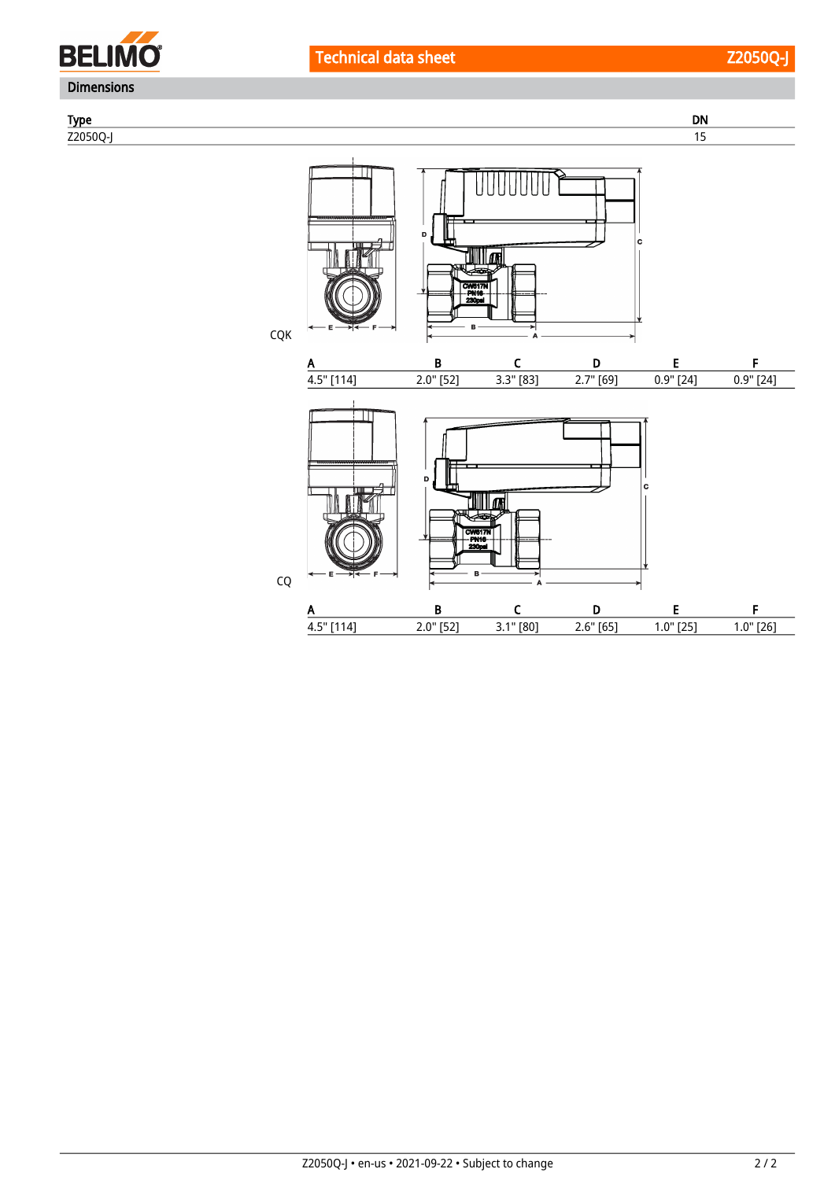## Dimensions

| Type | DN |
| --- | --- |
| Z2050Q-J | 15 |

CQK

| A | B | C | D | E | F |
| --- | --- | --- | --- | --- | --- |
| 4.5" [114] | 2.0" [52] | 3.3" [83] | 2.7" [69] | 0.9" [24] | 0.9" [24] |

CQ

| A | B | C | D | E | F |
| --- | --- | --- | --- | --- | --- |
| 4.5" [114] | 2.0" [52] | 3.1" [80] | 2.6" [65] | 1.0" [25] | 1.0" [26] |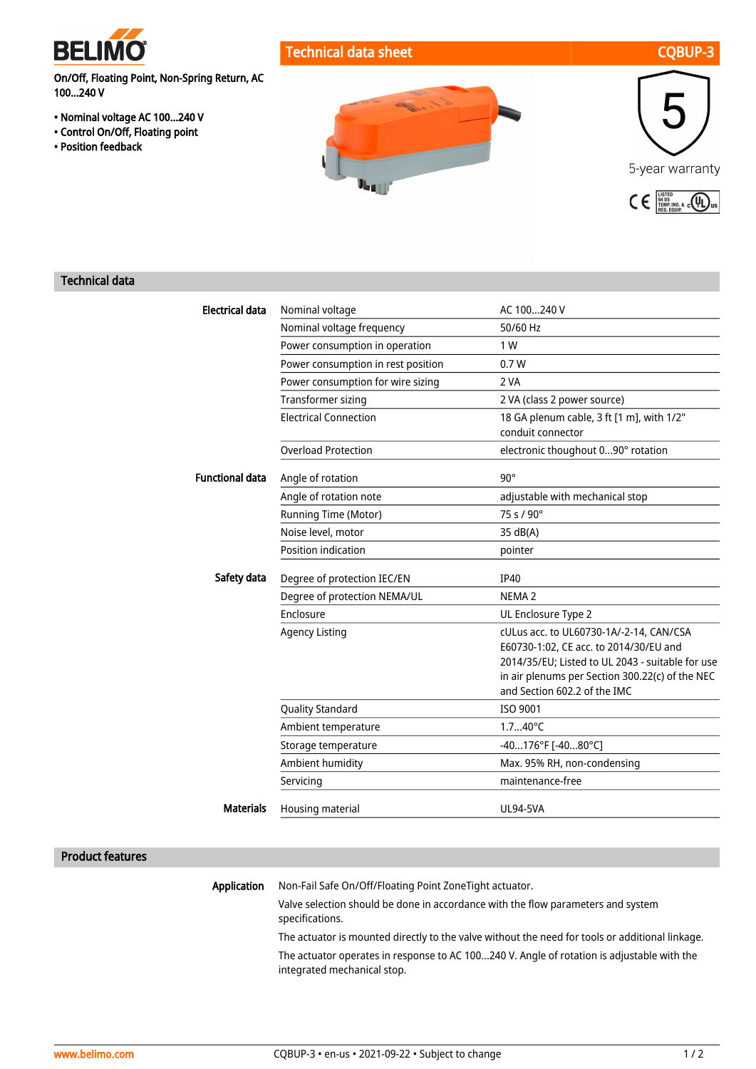**BELIMO**

## Technical data sheet CQBUP-3

On/Off, Floating Point, Non-Spring Return, AC 100...240 V

- Nominal voltage AC 100...240 V
- Control On/Off, Floating point
- Position feedback

5-year warranty

## Technical data

| | | |
|---|---|---|
| **Electrical data** | Nominal voltage | AC 100...240 V |
| | Nominal voltage frequency | 50/60 Hz |
| | Power consumption in operation | 1 W |
| | Power consumption in rest position | 0.7 W |
| | Power consumption for wire sizing | 2 VA |
| | Transformer sizing | 2 VA (class 2 power source) |
| | Electrical Connection | 18 GA plenum cable, 3 ft [1 m], with 1/2" conduit connector |
| | Overload Protection | electronic thoughout 0...90° rotation |
| **Functional data** | Angle of rotation | 90° |
| | Angle of rotation note | adjustable with mechanical stop |
| | Running Time (Motor) | 75 s / 90° |
| | Noise level, motor | 35 dB(A) |
| | Position indication | pointer |
| **Safety data** | Degree of protection IEC/EN | IP40 |
| | Degree of protection NEMA/UL | NEMA 2 |
| | Enclosure | UL Enclosure Type 2 |
| | Agency Listing | cULus acc. to UL60730-1A/-2-14, CAN/CSA E60730-1:02, CE acc. to 2014/30/EU and 2014/35/EU; Listed to UL 2043 - suitable for use in air plenums per Section 300.22(c) of the NEC and Section 602.2 of the IMC |
| | Quality Standard | ISO 9001 |
| | Ambient temperature | 1.7...40°C |
| | Storage temperature | -40...176°F [-40...80°C] |
| | Ambient humidity | Max. 95% RH, non-condensing |
| | Servicing | maintenance-free |
| **Materials** | Housing material | UL94-5VA |

## Product features

**Application**

Non-Fail Safe On/Off/Floating Point ZoneTight actuator.

Valve selection should be done in accordance with the flow parameters and system specifications.

The actuator is mounted directly to the valve without the need for tools or additional linkage.

The actuator operates in response to AC 100...240 V. Angle of rotation is adjustable with the integrated mechanical stop.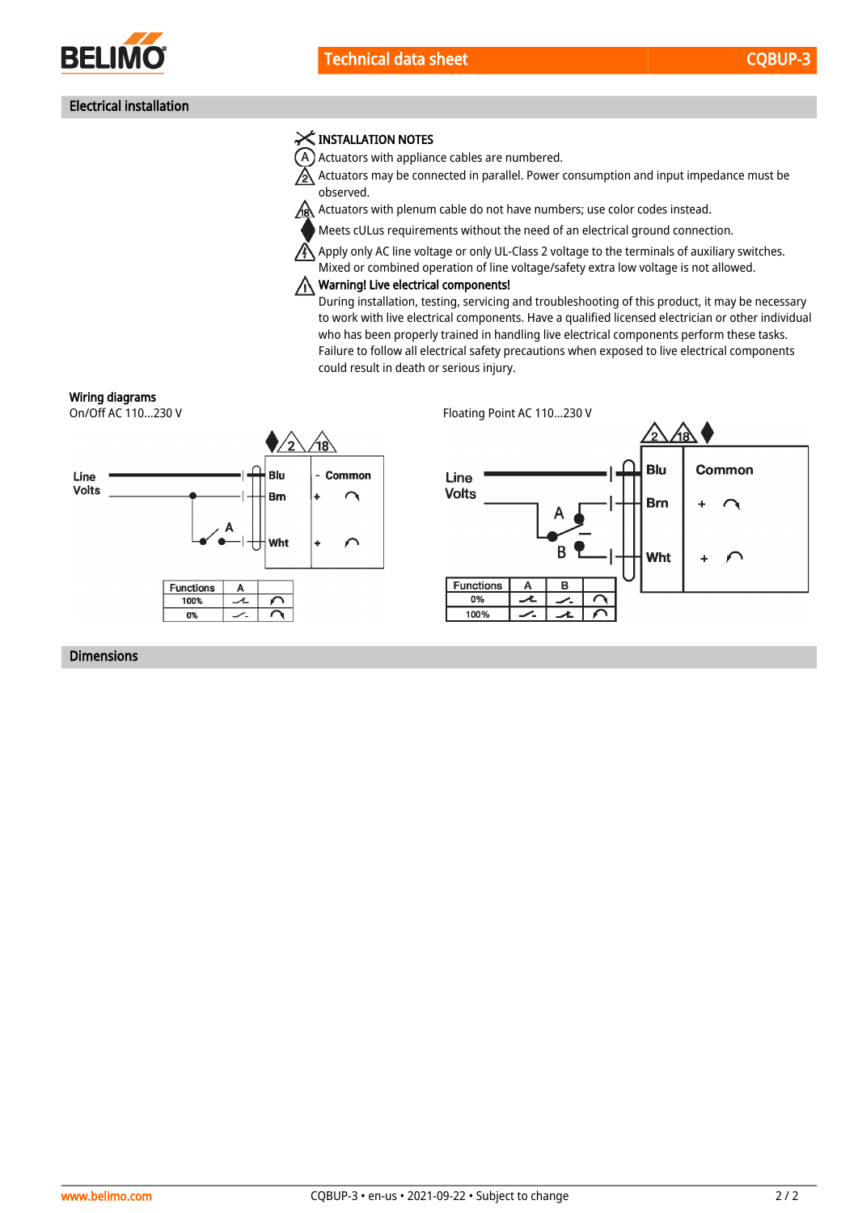## Electrical installation

**INSTALLATION NOTES**

- (A) Actuators with appliance cables are numbered.
- (2) Actuators may be connected in parallel. Power consumption and input impedance must be observed.
- (18) Actuators with plenum cable do not have numbers; use color codes instead.
- Meets cULus requirements without the need of an electrical ground connection.
- Apply only AC line voltage or only UL-Class 2 voltage to the terminals of auxiliary switches. Mixed or combined operation of line voltage/safety extra low voltage is not allowed.

**Warning! Live electrical components!**
During installation, testing, servicing and troubleshooting of this product, it may be necessary to work with live electrical components. Have a qualified licensed electrician or other individual who has been properly trained in handling live electrical components perform these tasks. Failure to follow all electrical safety precautions when exposed to live electrical components could result in death or serious injury.

**Wiring diagrams**

On/Off AC 110...230 V

Line Volts
A
Blu - Common
Brn +
Wht +

| Functions | A | |
|---|---|---|
| 100% | | |
| 0% | | |

Floating Point AC 110...230 V

Line Volts
A
B
Blu Common
Brn +
Wht +

| Functions | A | B | |
|---|---|---|---|
| 0% | | | |
| 100% | | | |

## Dimensions